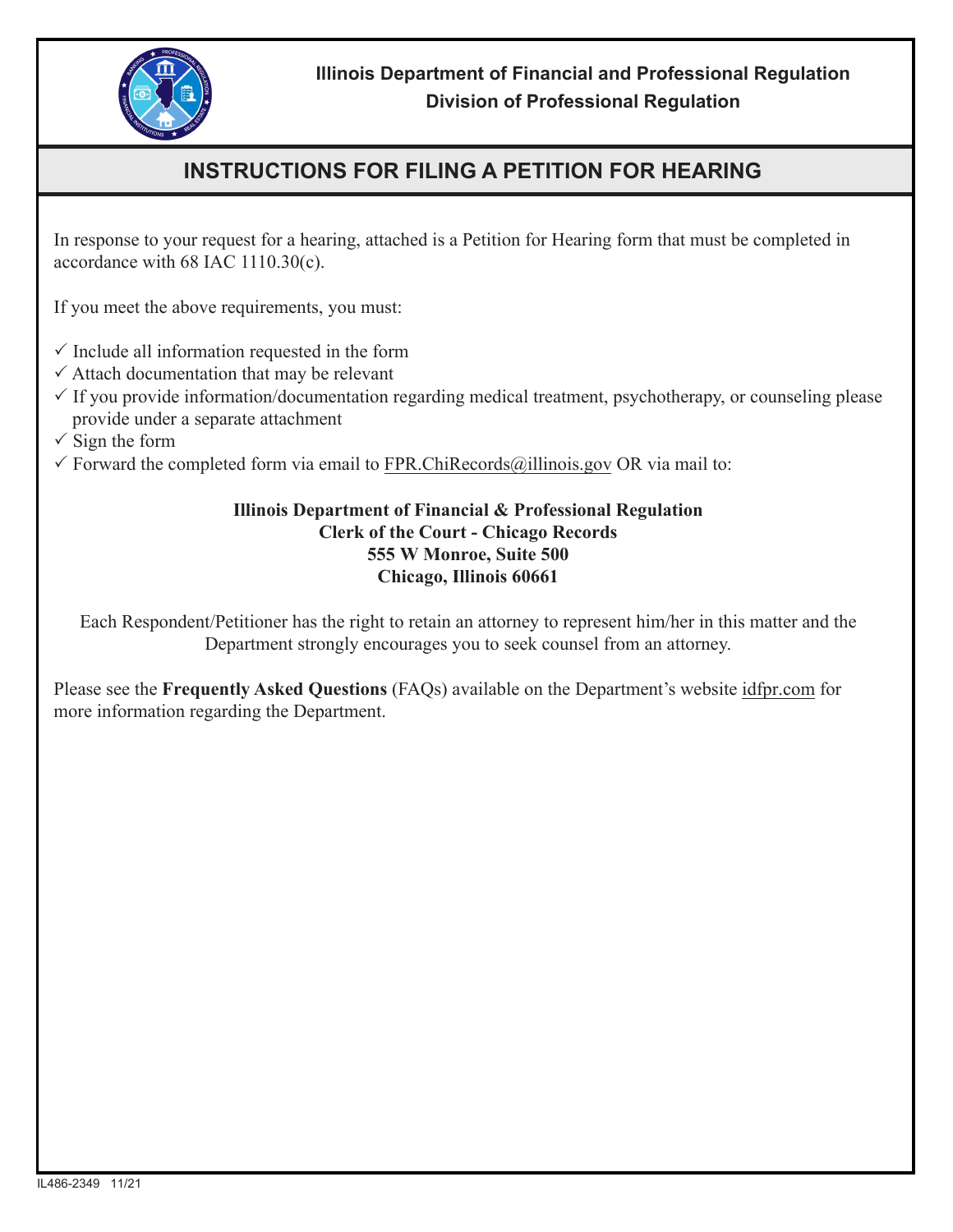**Illinois Department of Financial and Professional Regulation**
**Division of Professional Regulation**

# INSTRUCTIONS FOR FILING A PETITION FOR HEARING

In response to your request for a hearing, attached is a Petition for Hearing form that must be completed in accordance with 68 IAC 1110.30(c).

If you meet the above requirements, you must:

- ✓ Include all information requested in the form
- ✓ Attach documentation that may be relevant
- ✓ If you provide information/documentation regarding medical treatment, psychotherapy, or counseling please provide under a separate attachment
- ✓ Sign the form
- ✓ Forward the completed form via email to FPR.ChiRecords@illinois.gov OR via mail to:

**Illinois Department of Financial & Professional Regulation**
**Clerk of the Court - Chicago Records**
**555 W Monroe, Suite 500**
**Chicago, Illinois 60661**

Each Respondent/Petitioner has the right to retain an attorney to represent him/her in this matter and the Department strongly encourages you to seek counsel from an attorney.

Please see the **Frequently Asked Questions** (FAQs) available on the Department's website idfpr.com for more information regarding the Department.

IL486-2349 11/21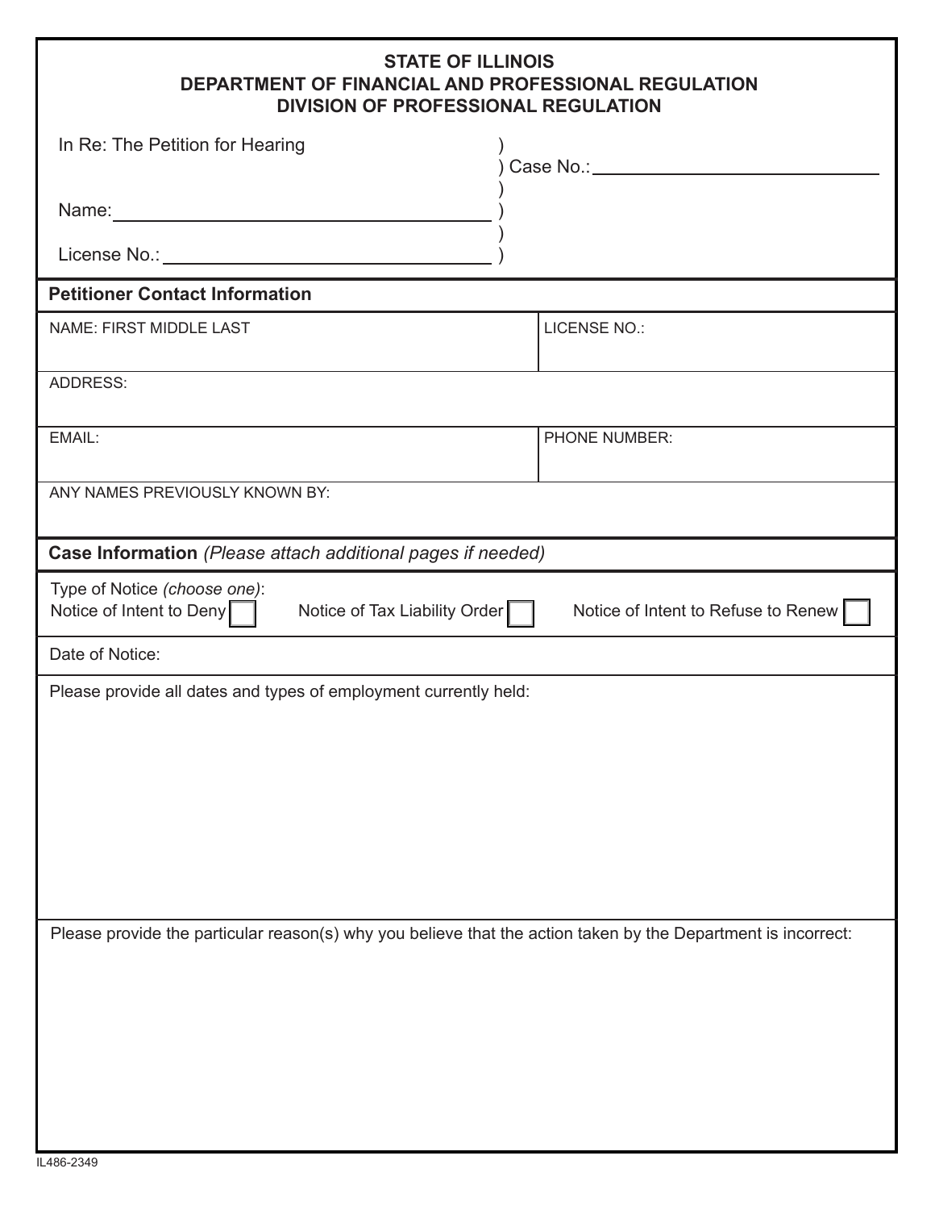**STATE OF ILLINOIS**
**DEPARTMENT OF FINANCIAL AND PROFESSIONAL REGULATION**
**DIVISION OF PROFESSIONAL REGULATION**

In Re: The Petition for Hearing )
) Case No.: ______________________________
)
Name: ______________________________ )
)
License No.: ______________________________ )

## Petitioner Contact Information

| NAME: FIRST MIDDLE LAST | LICENSE NO.: |
|---|---|
| ADDRESS: | |
| EMAIL: | PHONE NUMBER: |
| ANY NAMES PREVIOUSLY KNOWN BY: | |

## Case Information *(Please attach additional pages if needed)*

Type of Notice *(choose one)*:
Notice of Intent to Deny ☐ Notice of Tax Liability Order ☐ Notice of Intent to Refuse to Renew ☐

Date of Notice:

Please provide all dates and types of employment currently held:

Please provide the particular reason(s) why you believe that the action taken by the Department is incorrect:

IL486-2349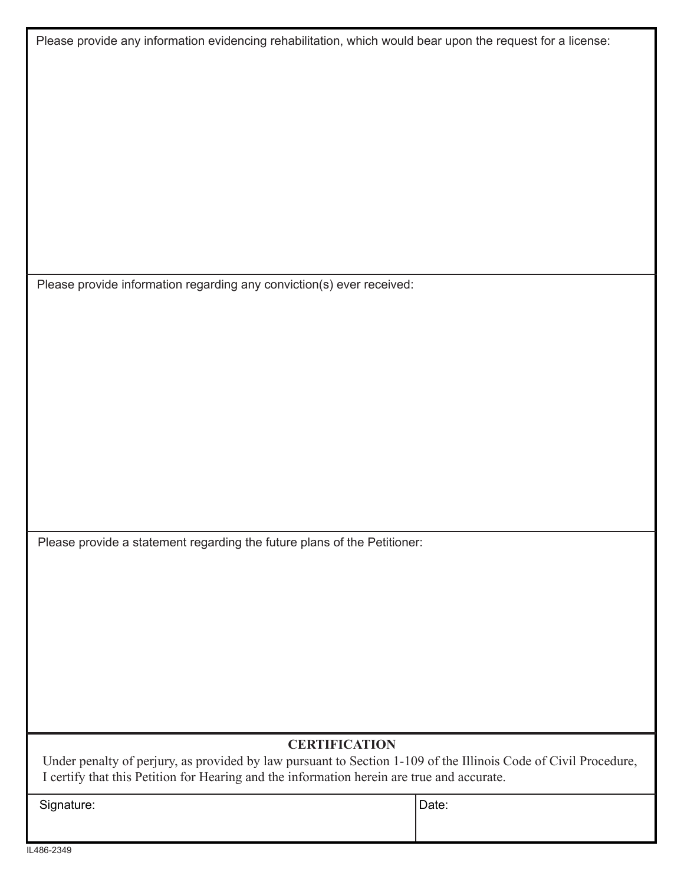Please provide any information evidencing rehabilitation, which would bear upon the request for a license:

Please provide information regarding any conviction(s) ever received:

Please provide a statement regarding the future plans of the Petitioner:

## CERTIFICATION

Under penalty of perjury, as provided by law pursuant to Section 1-109 of the Illinois Code of Civil Procedure, I certify that this Petition for Hearing and the information herein are true and accurate.

| | |
|---|---|
| Signature: | Date: |

IL486-2349